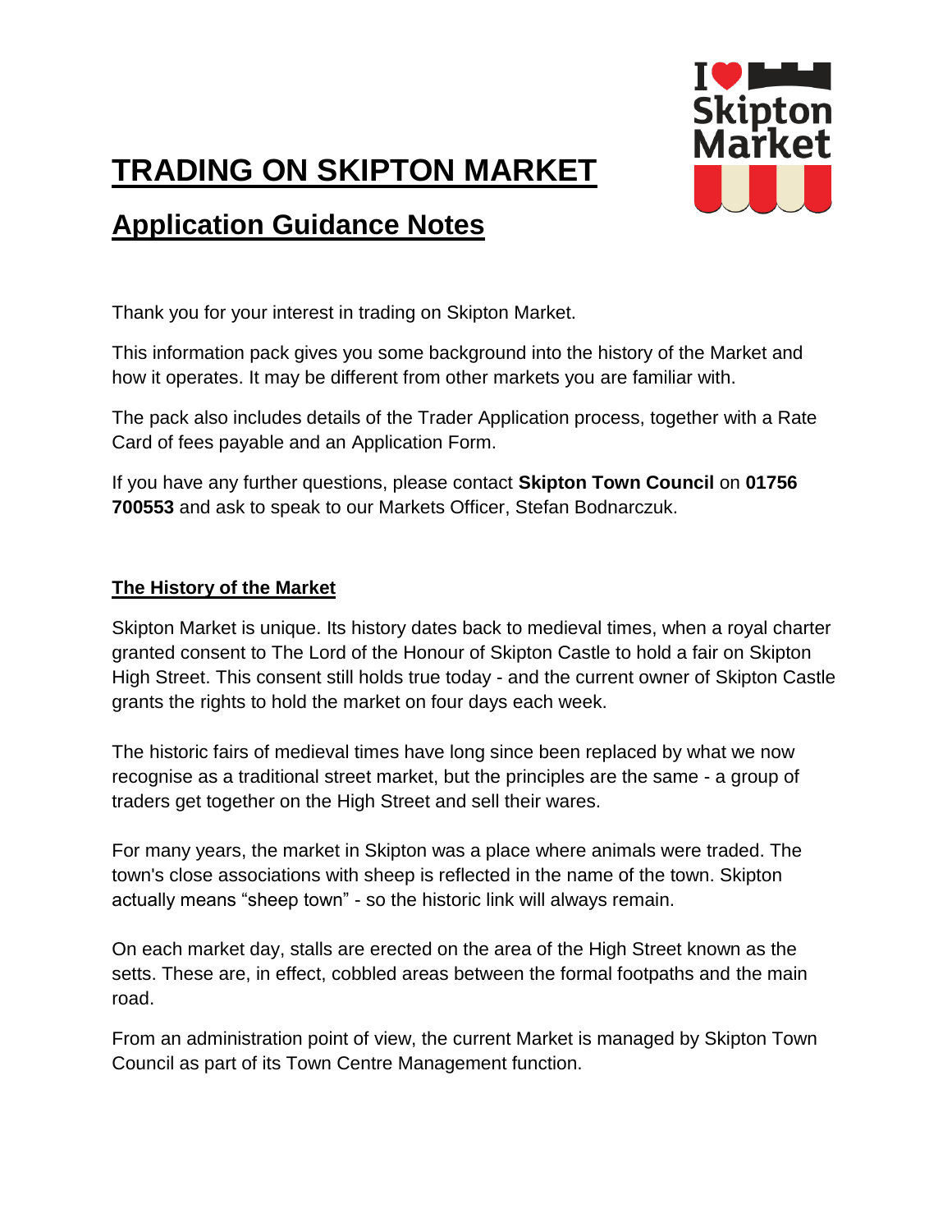# TRADING ON SKIPTON MARKET

## Application Guidance Notes

Thank you for your interest in trading on Skipton Market.

This information pack gives you some background into the history of the Market and how it operates. It may be different from other markets you are familiar with.

The pack also includes details of the Trader Application process, together with a Rate Card of fees payable and an Application Form.

If you have any further questions, please contact **Skipton Town Council** on **01756 700553** and ask to speak to our Markets Officer, Stefan Bodnarczuk.

### The History of the Market

Skipton Market is unique. Its history dates back to medieval times, when a royal charter granted consent to The Lord of the Honour of Skipton Castle to hold a fair on Skipton High Street. This consent still holds true today - and the current owner of Skipton Castle grants the rights to hold the market on four days each week.

The historic fairs of medieval times have long since been replaced by what we now recognise as a traditional street market, but the principles are the same - a group of traders get together on the High Street and sell their wares.

For many years, the market in Skipton was a place where animals were traded. The town's close associations with sheep is reflected in the name of the town. Skipton actually means "sheep town" - so the historic link will always remain.

On each market day, stalls are erected on the area of the High Street known as the setts. These are, in effect, cobbled areas between the formal footpaths and the main road.

From an administration point of view, the current Market is managed by Skipton Town Council as part of its Town Centre Management function.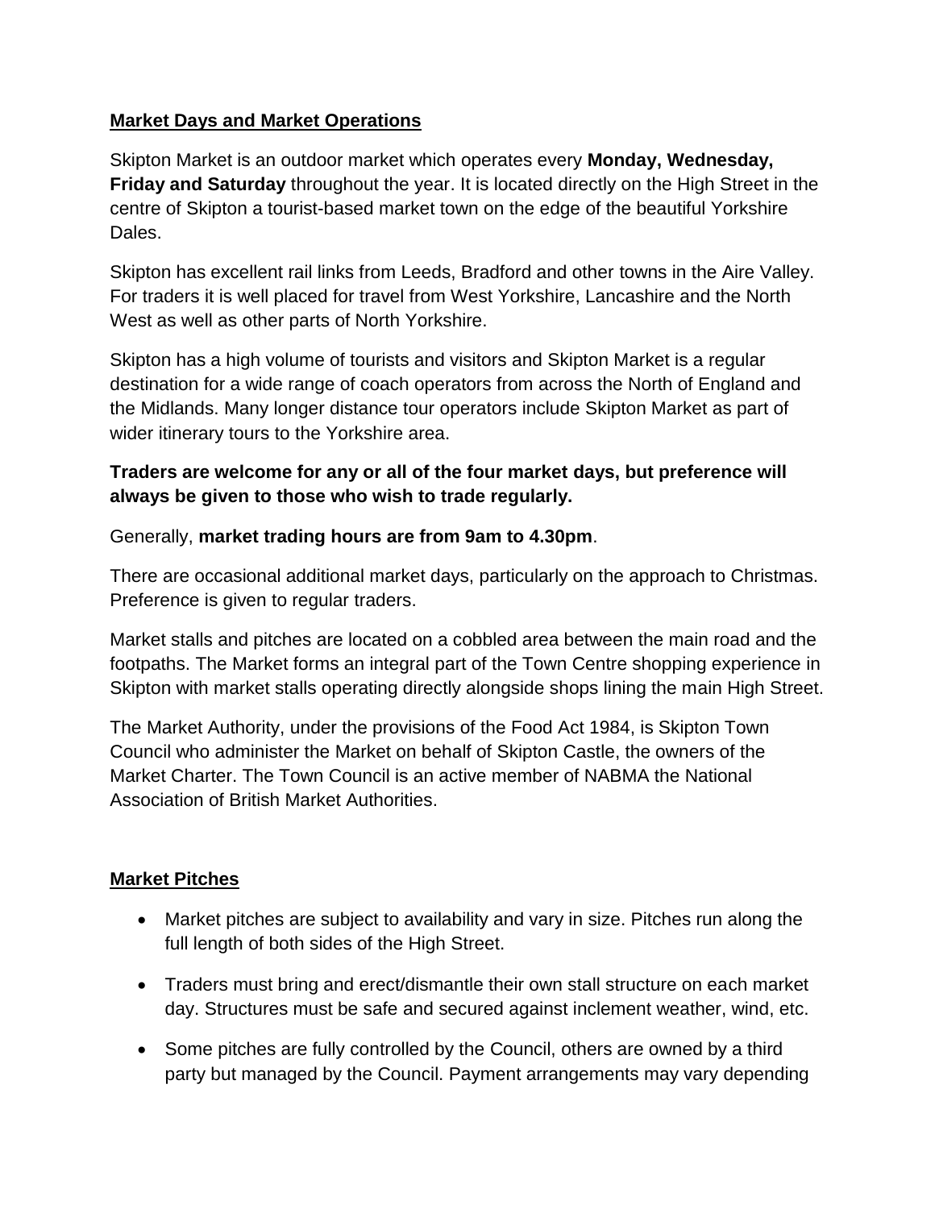## Market Days and Market Operations

Skipton Market is an outdoor market which operates every **Monday, Wednesday, Friday and Saturday** throughout the year. It is located directly on the High Street in the centre of Skipton a tourist-based market town on the edge of the beautiful Yorkshire Dales.

Skipton has excellent rail links from Leeds, Bradford and other towns in the Aire Valley. For traders it is well placed for travel from West Yorkshire, Lancashire and the North West as well as other parts of North Yorkshire.

Skipton has a high volume of tourists and visitors and Skipton Market is a regular destination for a wide range of coach operators from across the North of England and the Midlands. Many longer distance tour operators include Skipton Market as part of wider itinerary tours to the Yorkshire area.

**Traders are welcome for any or all of the four market days, but preference will always be given to those who wish to trade regularly.**

Generally, **market trading hours are from 9am to 4.30pm**.

There are occasional additional market days, particularly on the approach to Christmas. Preference is given to regular traders.

Market stalls and pitches are located on a cobbled area between the main road and the footpaths. The Market forms an integral part of the Town Centre shopping experience in Skipton with market stalls operating directly alongside shops lining the main High Street.

The Market Authority, under the provisions of the Food Act 1984, is Skipton Town Council who administer the Market on behalf of Skipton Castle, the owners of the Market Charter. The Town Council is an active member of NABMA the National Association of British Market Authorities.

## Market Pitches

- Market pitches are subject to availability and vary in size. Pitches run along the full length of both sides of the High Street.
- Traders must bring and erect/dismantle their own stall structure on each market day. Structures must be safe and secured against inclement weather, wind, etc.
- Some pitches are fully controlled by the Council, others are owned by a third party but managed by the Council. Payment arrangements may vary depending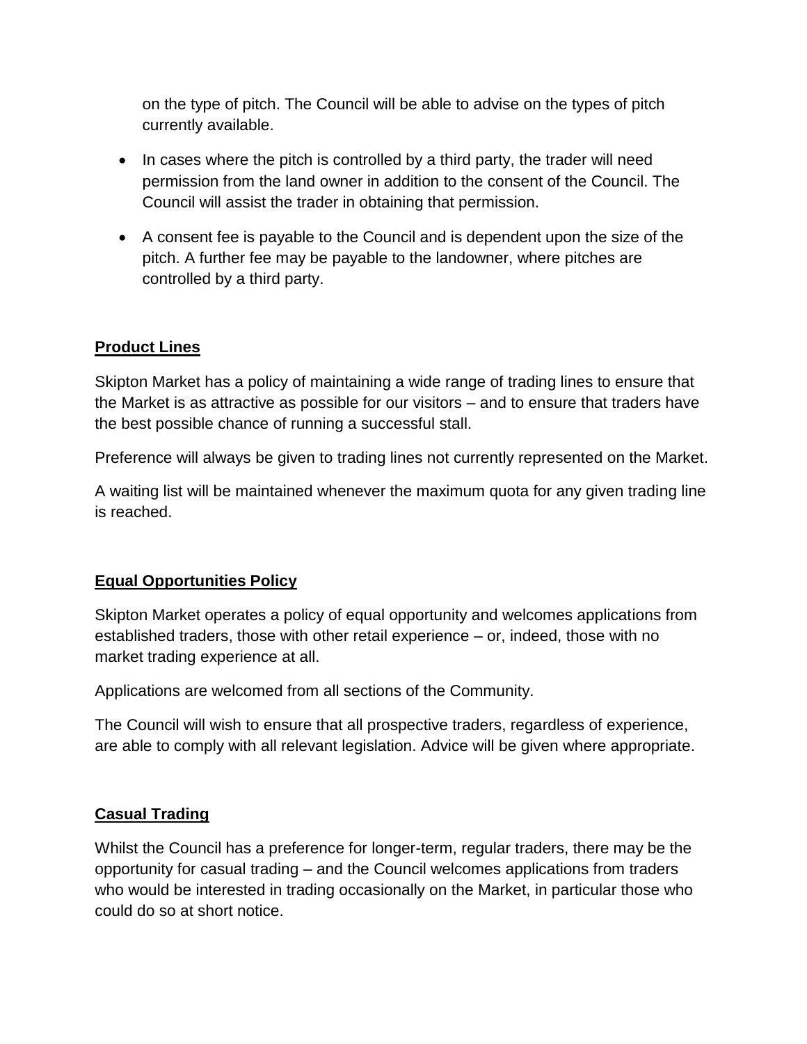on the type of pitch. The Council will be able to advise on the types of pitch currently available.

- In cases where the pitch is controlled by a third party, the trader will need permission from the land owner in addition to the consent of the Council. The Council will assist the trader in obtaining that permission.
- A consent fee is payable to the Council and is dependent upon the size of the pitch. A further fee may be payable to the landowner, where pitches are controlled by a third party.

## Product Lines

Skipton Market has a policy of maintaining a wide range of trading lines to ensure that the Market is as attractive as possible for our visitors – and to ensure that traders have the best possible chance of running a successful stall.

Preference will always be given to trading lines not currently represented on the Market.

A waiting list will be maintained whenever the maximum quota for any given trading line is reached.

## Equal Opportunities Policy

Skipton Market operates a policy of equal opportunity and welcomes applications from established traders, those with other retail experience – or, indeed, those with no market trading experience at all.

Applications are welcomed from all sections of the Community.

The Council will wish to ensure that all prospective traders, regardless of experience, are able to comply with all relevant legislation. Advice will be given where appropriate.

## Casual Trading

Whilst the Council has a preference for longer-term, regular traders, there may be the opportunity for casual trading – and the Council welcomes applications from traders who would be interested in trading occasionally on the Market, in particular those who could do so at short notice.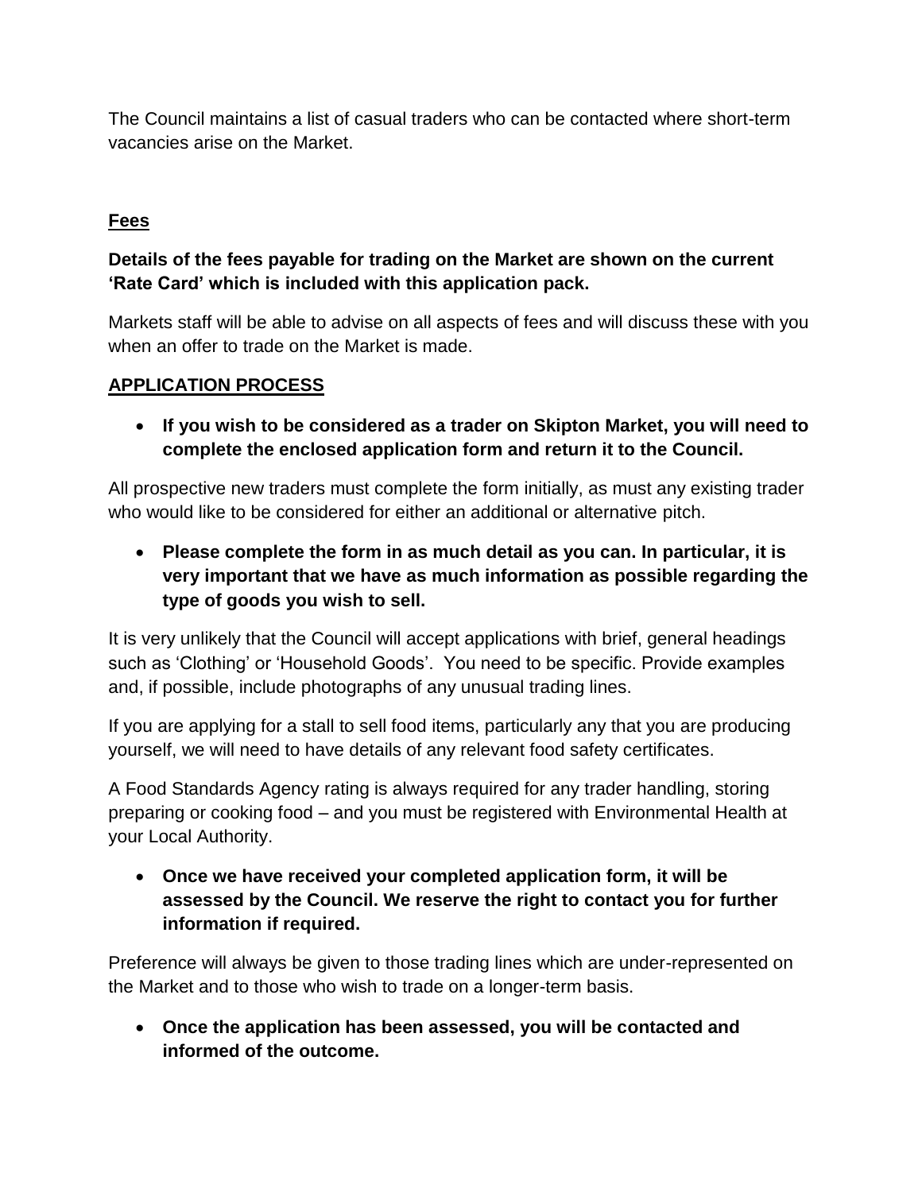The Council maintains a list of casual traders who can be contacted where short-term vacancies arise on the Market.

## Fees

**Details of the fees payable for trading on the Market are shown on the current 'Rate Card' which is included with this application pack.**

Markets staff will be able to advise on all aspects of fees and will discuss these with you when an offer to trade on the Market is made.

## APPLICATION PROCESS

- **If you wish to be considered as a trader on Skipton Market, you will need to complete the enclosed application form and return it to the Council.**

All prospective new traders must complete the form initially, as must any existing trader who would like to be considered for either an additional or alternative pitch.

- **Please complete the form in as much detail as you can. In particular, it is very important that we have as much information as possible regarding the type of goods you wish to sell.**

It is very unlikely that the Council will accept applications with brief, general headings such as 'Clothing' or 'Household Goods'. You need to be specific. Provide examples and, if possible, include photographs of any unusual trading lines.

If you are applying for a stall to sell food items, particularly any that you are producing yourself, we will need to have details of any relevant food safety certificates.

A Food Standards Agency rating is always required for any trader handling, storing preparing or cooking food – and you must be registered with Environmental Health at your Local Authority.

- **Once we have received your completed application form, it will be assessed by the Council. We reserve the right to contact you for further information if required.**

Preference will always be given to those trading lines which are under-represented on the Market and to those who wish to trade on a longer-term basis.

- **Once the application has been assessed, you will be contacted and informed of the outcome.**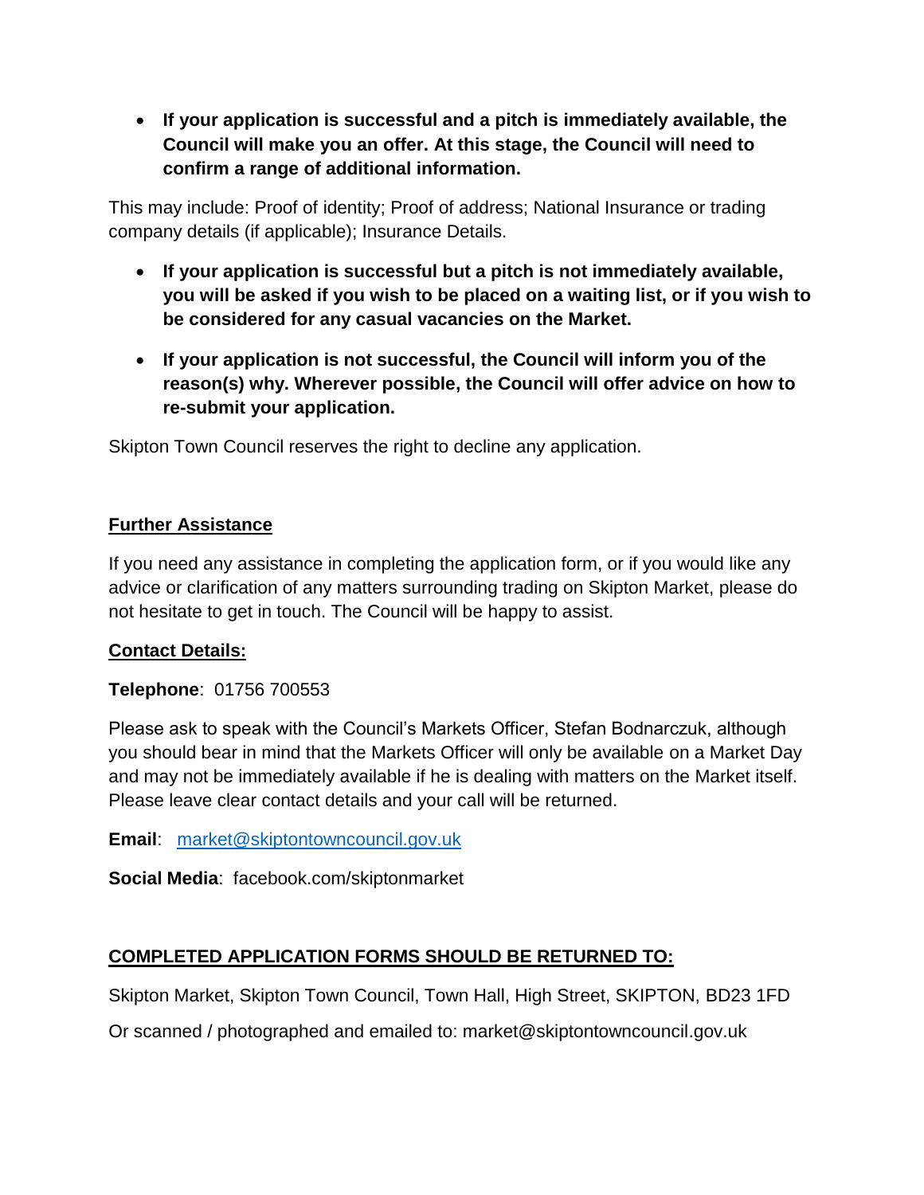- **If your application is successful and a pitch is immediately available, the Council will make you an offer. At this stage, the Council will need to confirm a range of additional information.**

This may include: Proof of identity; Proof of address; National Insurance or trading company details (if applicable); Insurance Details.

- **If your application is successful but a pitch is not immediately available, you will be asked if you wish to be placed on a waiting list, or if you wish to be considered for any casual vacancies on the Market.**

- **If your application is not successful, the Council will inform you of the reason(s) why. Wherever possible, the Council will offer advice on how to re-submit your application.**

Skipton Town Council reserves the right to decline any application.

## Further Assistance

If you need any assistance in completing the application form, or if you would like any advice or clarification of any matters surrounding trading on Skipton Market, please do not hesitate to get in touch. The Council will be happy to assist.

## Contact Details:

**Telephone**: 01756 700553

Please ask to speak with the Council's Markets Officer, Stefan Bodnarczuk, although you should bear in mind that the Markets Officer will only be available on a Market Day and may not be immediately available if he is dealing with matters on the Market itself. Please leave clear contact details and your call will be returned.

**Email**: [market@skiptontowncouncil.gov.uk](mailto:market@skiptontowncouncil.gov.uk)

**Social Media**: facebook.com/skiptonmarket

## COMPLETED APPLICATION FORMS SHOULD BE RETURNED TO:

Skipton Market, Skipton Town Council, Town Hall, High Street, SKIPTON, BD23 1FD

Or scanned / photographed and emailed to: market@skiptontowncouncil.gov.uk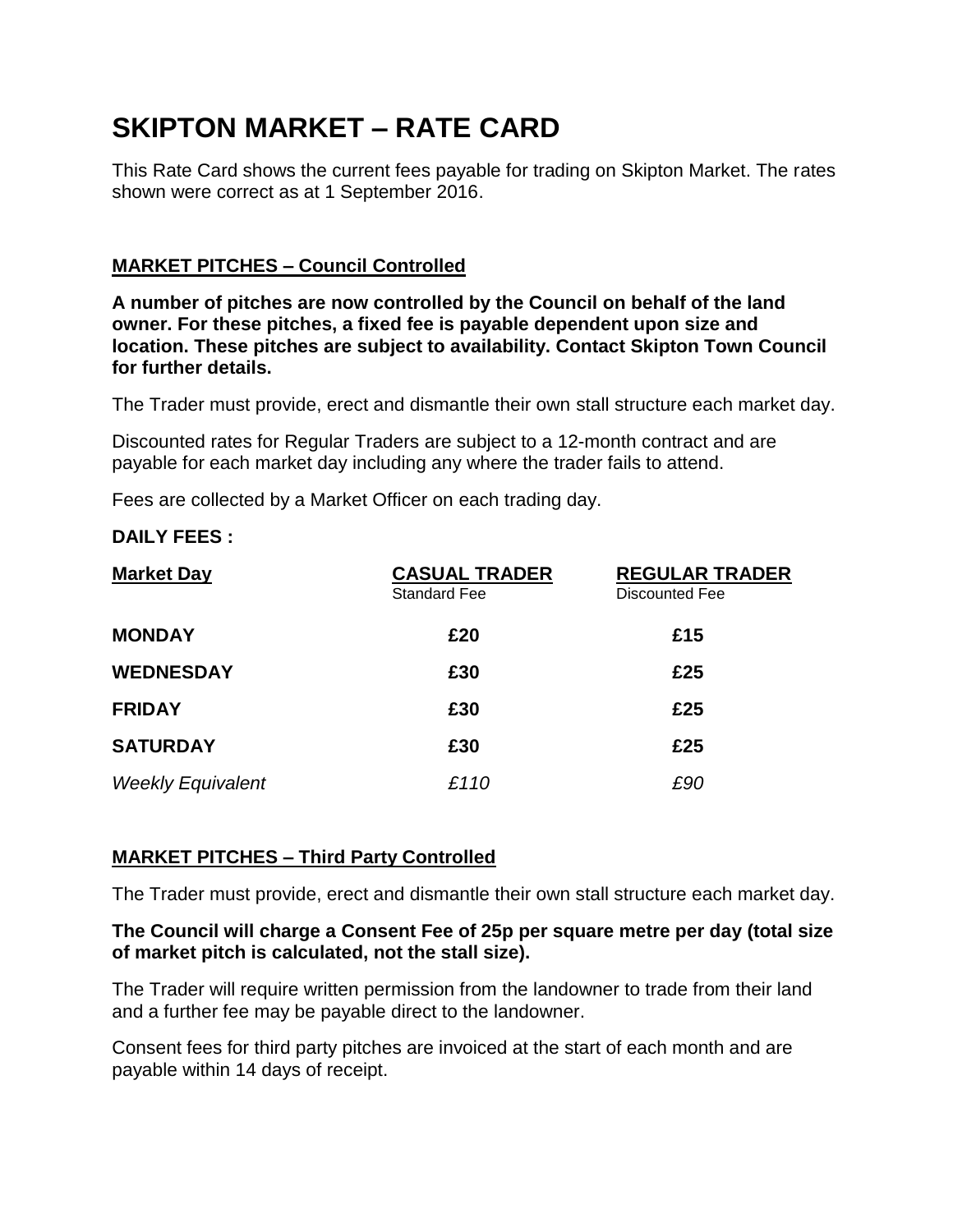# SKIPTON MARKET – RATE CARD

This Rate Card shows the current fees payable for trading on Skipton Market. The rates shown were correct as at 1 September 2016.

## MARKET PITCHES – Council Controlled

**A number of pitches are now controlled by the Council on behalf of the land owner. For these pitches, a fixed fee is payable dependent upon size and location. These pitches are subject to availability. Contact Skipton Town Council for further details.**

The Trader must provide, erect and dismantle their own stall structure each market day.

Discounted rates for Regular Traders are subject to a 12-month contract and are payable for each market day including any where the trader fails to attend.

Fees are collected by a Market Officer on each trading day.

**DAILY FEES :**

| Market Day | CASUAL TRADER<br>Standard Fee | REGULAR TRADER<br>Discounted Fee |
|---|---|---|
| **MONDAY** | **£20** | **£15** |
| **WEDNESDAY** | **£30** | **£25** |
| **FRIDAY** | **£30** | **£25** |
| **SATURDAY** | **£30** | **£25** |
| *Weekly Equivalent* | *£110* | *£90* |

## MARKET PITCHES – Third Party Controlled

The Trader must provide, erect and dismantle their own stall structure each market day.

**The Council will charge a Consent Fee of 25p per square metre per day (total size of market pitch is calculated, not the stall size).**

The Trader will require written permission from the landowner to trade from their land and a further fee may be payable direct to the landowner.

Consent fees for third party pitches are invoiced at the start of each month and are payable within 14 days of receipt.